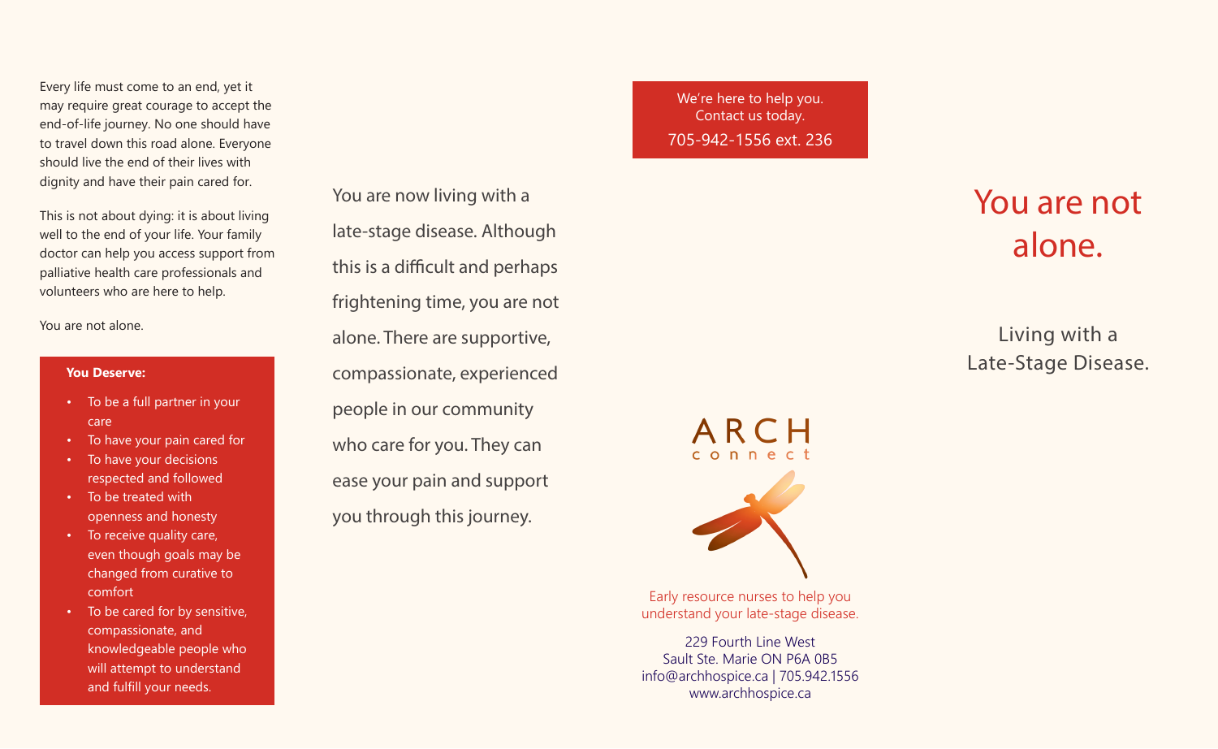Every life must come to an end, yet it may require great courage to accept the end-of-life journey. No one should have to travel down this road alone. Everyone should live the end of their lives with dignity and have their pain cared for.

This is not about dying: it is about living well to the end of your life. Your family doctor can help you access support from palliative health care professionals and volunteers who are here to help.

You are not alone.

**You Deserve:**

- To be a full partner in your care
- To have your pain cared for
- To have your decisions respected and followed
- To be treated with openness and honesty
- To receive quality care, even though goals may be changed from curative to comfort
- To be cared for by sensitive, compassionate, and knowledgeable people who will attempt to understand and fulfill your needs.

You are now living with a late-stage disease. Although this is a difficult and perhaps frightening time, you are not alone. There are supportive, compassionate, experienced people in our community who care for you. They can ease your pain and support you through this journey.

We're here to help you.
Contact us today.
705-942-1556 ext. 236

ARCH connect

Early resource nurses to help you understand your late-stage disease.

229 Fourth Line West
Sault Ste. Marie ON P6A 0B5
info@archhospice.ca | 705.942.1556
www.archhospice.ca

# You are not alone.

## Living with a Late-Stage Disease.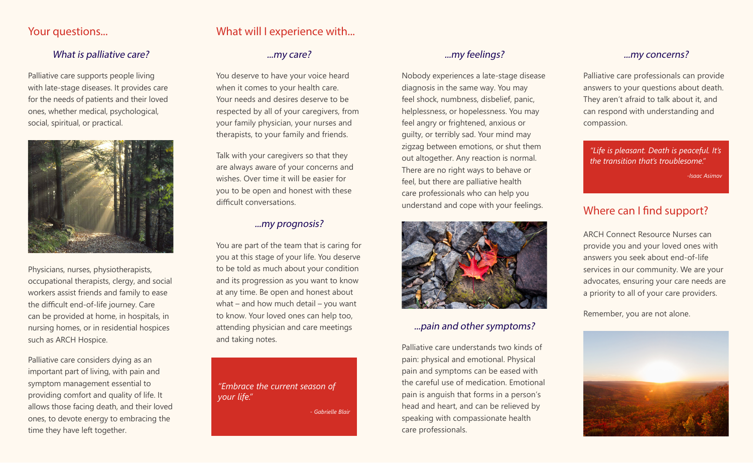## Your questions...

### *What is palliative care?*

Palliative care supports people living with late-stage diseases. It provides care for the needs of patients and their loved ones, whether medical, psychological, social, spiritual, or practical.

Physicians, nurses, physiotherapists, occupational therapists, clergy, and social workers assist friends and family to ease the difficult end-of-life journey. Care can be provided at home, in hospitals, in nursing homes, or in residential hospices such as ARCH Hospice.

Palliative care considers dying as an important part of living, with pain and symptom management essential to providing comfort and quality of life. It allows those facing death, and their loved ones, to devote energy to embracing the time they have left together.

## What will I experience with...

### *...my care?*

You deserve to have your voice heard when it comes to your health care. Your needs and desires deserve to be respected by all of your caregivers, from your family physician, your nurses and therapists, to your family and friends.

Talk with your caregivers so that they are always aware of your concerns and wishes. Over time it will be easier for you to be open and honest with these difficult conversations.

### *...my prognosis?*

You are part of the team that is caring for you at this stage of your life. You deserve to be told as much about your condition and its progression as you want to know at any time. Be open and honest about what – and how much detail – you want to know. Your loved ones can help too, attending physician and care meetings and taking notes.

> *"Embrace the current season of your life."*
>
> *- Gabrielle Blair*

### *...my feelings?*

Nobody experiences a late-stage disease diagnosis in the same way. You may feel shock, numbness, disbelief, panic, helplessness, or hopelessness. You may feel angry or frightened, anxious or guilty, or terribly sad. Your mind may zigzag between emotions, or shut them out altogether. Any reaction is normal. There are no right ways to behave or feel, but there are palliative health care professionals who can help you understand and cope with your feelings.

### *...pain and other symptoms?*

Palliative care understands two kinds of pain: physical and emotional. Physical pain and symptoms can be eased with the careful use of medication. Emotional pain is anguish that forms in a person's head and heart, and can be relieved by speaking with compassionate health care professionals.

### *...my concerns?*

Palliative care professionals can provide answers to your questions about death. They aren't afraid to talk about it, and can respond with understanding and compassion.

> *"Life is pleasant. Death is peaceful. It's the transition that's troublesome."*
>
> *-Isaac Asimov*

## Where can I find support?

ARCH Connect Resource Nurses can provide you and your loved ones with answers you seek about end-of-life services in our community. We are your advocates, ensuring your care needs are a priority to all of your care providers.

Remember, you are not alone.